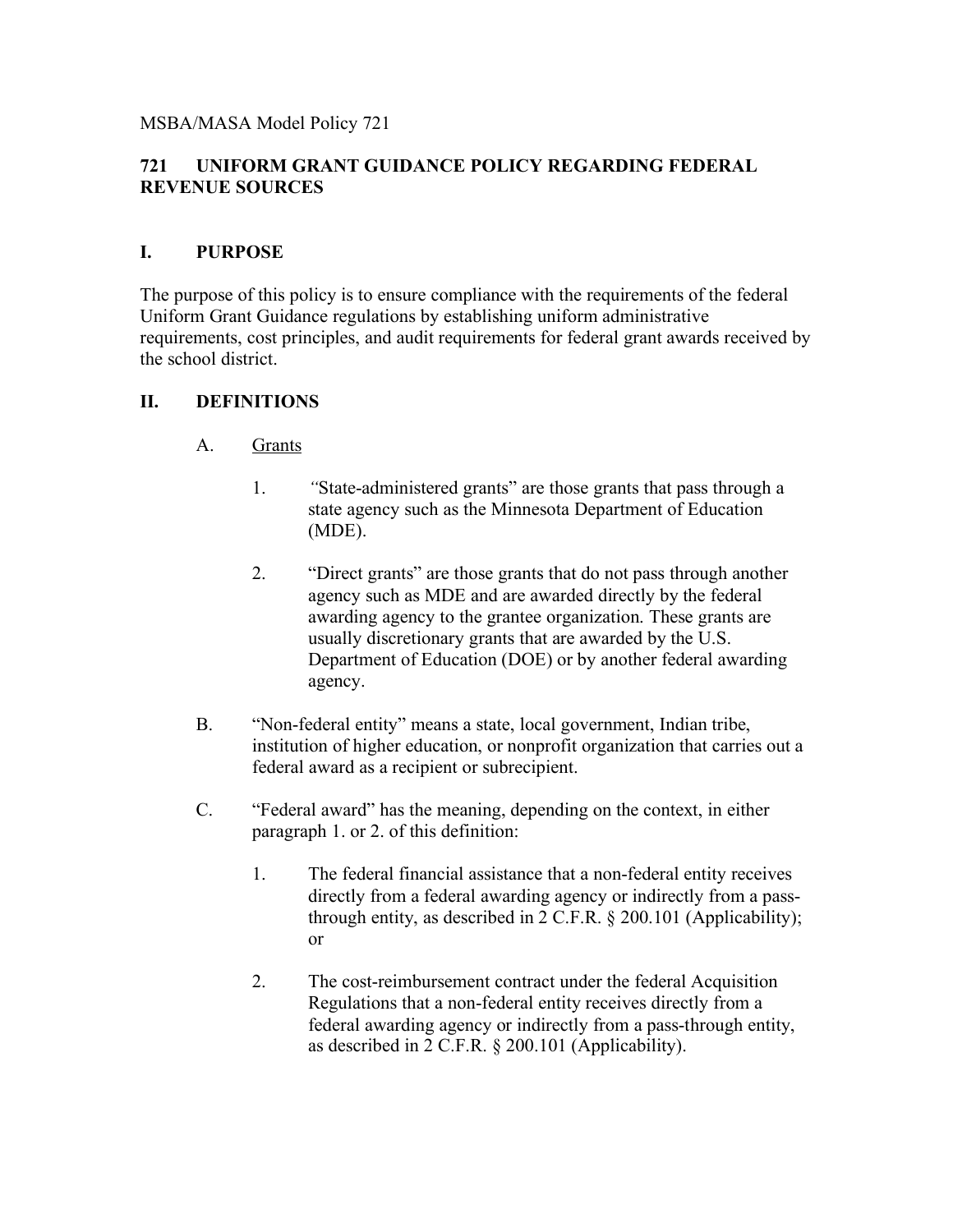MSBA/MASA Model Policy 721

# 721 UNIFORM GRANT GUIDANCE POLICY REGARDING FEDERAL REVENUE SOURCES

## I. PURPOSE

The purpose of this policy is to ensure compliance with the requirements of the federal Uniform Grant Guidance regulations by establishing uniform administrative requirements, cost principles, and audit requirements for federal grant awards received by the school district.

## II. DEFINITIONS

A. <u>Grants</u>

1. "State-administered grants" are those grants that pass through a state agency such as the Minnesota Department of Education (MDE).

2. "Direct grants" are those grants that do not pass through another agency such as MDE and are awarded directly by the federal awarding agency to the grantee organization. These grants are usually discretionary grants that are awarded by the U.S. Department of Education (DOE) or by another federal awarding agency.

B. "Non-federal entity" means a state, local government, Indian tribe, institution of higher education, or nonprofit organization that carries out a federal award as a recipient or subrecipient.

C. "Federal award" has the meaning, depending on the context, in either paragraph 1. or 2. of this definition:

1. The federal financial assistance that a non-federal entity receives directly from a federal awarding agency or indirectly from a pass-through entity, as described in 2 C.F.R. § 200.101 (Applicability); or

2. The cost-reimbursement contract under the federal Acquisition Regulations that a non-federal entity receives directly from a federal awarding agency or indirectly from a pass-through entity, as described in 2 C.F.R. § 200.101 (Applicability).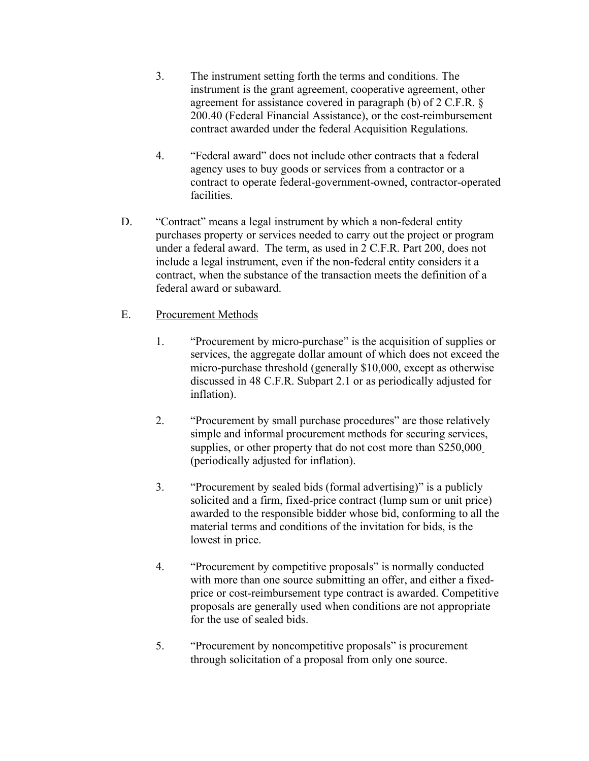3. The instrument setting forth the terms and conditions. The instrument is the grant agreement, cooperative agreement, other agreement for assistance covered in paragraph (b) of 2 C.F.R. § 200.40 (Federal Financial Assistance), or the cost-reimbursement contract awarded under the federal Acquisition Regulations.

4. "Federal award" does not include other contracts that a federal agency uses to buy goods or services from a contractor or a contract to operate federal-government-owned, contractor-operated facilities.

D. "Contract" means a legal instrument by which a non-federal entity purchases property or services needed to carry out the project or program under a federal award. The term, as used in 2 C.F.R. Part 200, does not include a legal instrument, even if the non-federal entity considers it a contract, when the substance of the transaction meets the definition of a federal award or subaward.

E. Procurement Methods

1. "Procurement by micro-purchase" is the acquisition of supplies or services, the aggregate dollar amount of which does not exceed the micro-purchase threshold (generally $10,000, except as otherwise discussed in 48 C.F.R. Subpart 2.1 or as periodically adjusted for inflation).

2. "Procurement by small purchase procedures" are those relatively simple and informal procurement methods for securing services, supplies, or other property that do not cost more than $250,000 (periodically adjusted for inflation).

3. "Procurement by sealed bids (formal advertising)" is a publicly solicited and a firm, fixed-price contract (lump sum or unit price) awarded to the responsible bidder whose bid, conforming to all the material terms and conditions of the invitation for bids, is the lowest in price.

4. "Procurement by competitive proposals" is normally conducted with more than one source submitting an offer, and either a fixed-price or cost-reimbursement type contract is awarded. Competitive proposals are generally used when conditions are not appropriate for the use of sealed bids.

5. "Procurement by noncompetitive proposals" is procurement through solicitation of a proposal from only one source.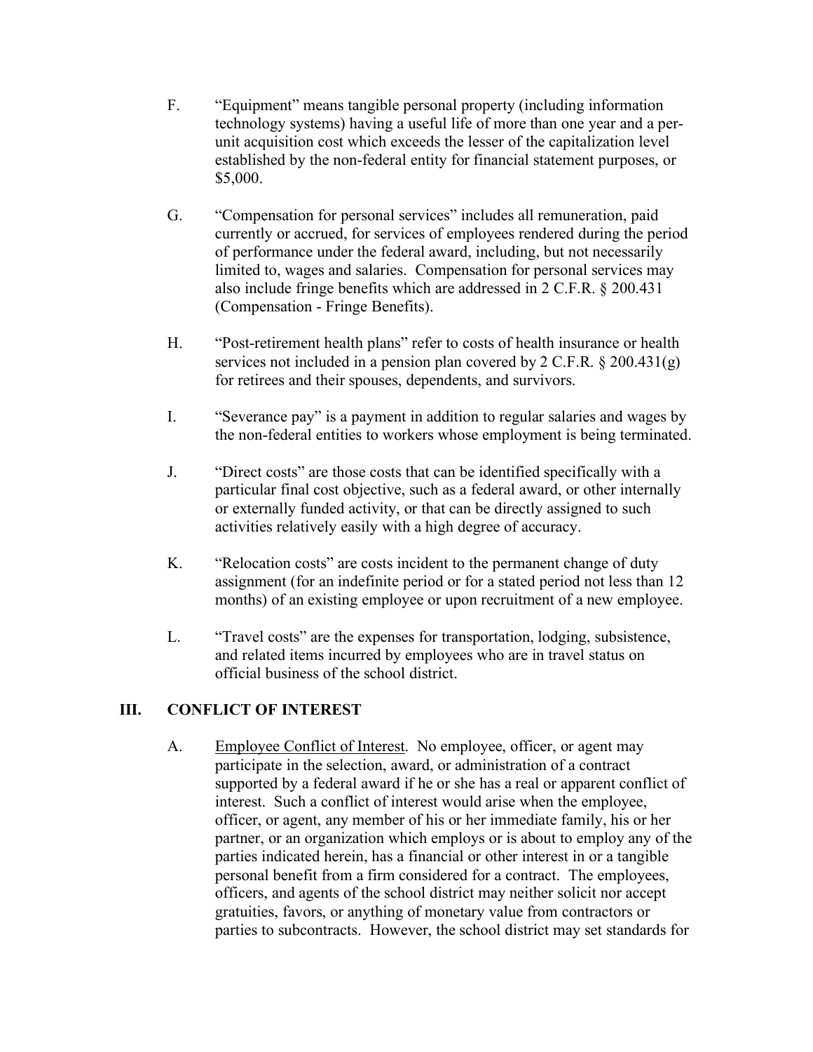F. "Equipment" means tangible personal property (including information technology systems) having a useful life of more than one year and a per-unit acquisition cost which exceeds the lesser of the capitalization level established by the non-federal entity for financial statement purposes, or $5,000.

G. "Compensation for personal services" includes all remuneration, paid currently or accrued, for services of employees rendered during the period of performance under the federal award, including, but not necessarily limited to, wages and salaries. Compensation for personal services may also include fringe benefits which are addressed in 2 C.F.R. § 200.431 (Compensation - Fringe Benefits).

H. "Post-retirement health plans" refer to costs of health insurance or health services not included in a pension plan covered by 2 C.F.R. § 200.431(g) for retirees and their spouses, dependents, and survivors.

I. "Severance pay" is a payment in addition to regular salaries and wages by the non-federal entities to workers whose employment is being terminated.

J. "Direct costs" are those costs that can be identified specifically with a particular final cost objective, such as a federal award, or other internally or externally funded activity, or that can be directly assigned to such activities relatively easily with a high degree of accuracy.

K. "Relocation costs" are costs incident to the permanent change of duty assignment (for an indefinite period or for a stated period not less than 12 months) of an existing employee or upon recruitment of a new employee.

L. "Travel costs" are the expenses for transportation, lodging, subsistence, and related items incurred by employees who are in travel status on official business of the school district.

## III. CONFLICT OF INTEREST

A. Employee Conflict of Interest. No employee, officer, or agent may participate in the selection, award, or administration of a contract supported by a federal award if he or she has a real or apparent conflict of interest. Such a conflict of interest would arise when the employee, officer, or agent, any member of his or her immediate family, his or her partner, or an organization which employs or is about to employ any of the parties indicated herein, has a financial or other interest in or a tangible personal benefit from a firm considered for a contract. The employees, officers, and agents of the school district may neither solicit nor accept gratuities, favors, or anything of monetary value from contractors or parties to subcontracts. However, the school district may set standards for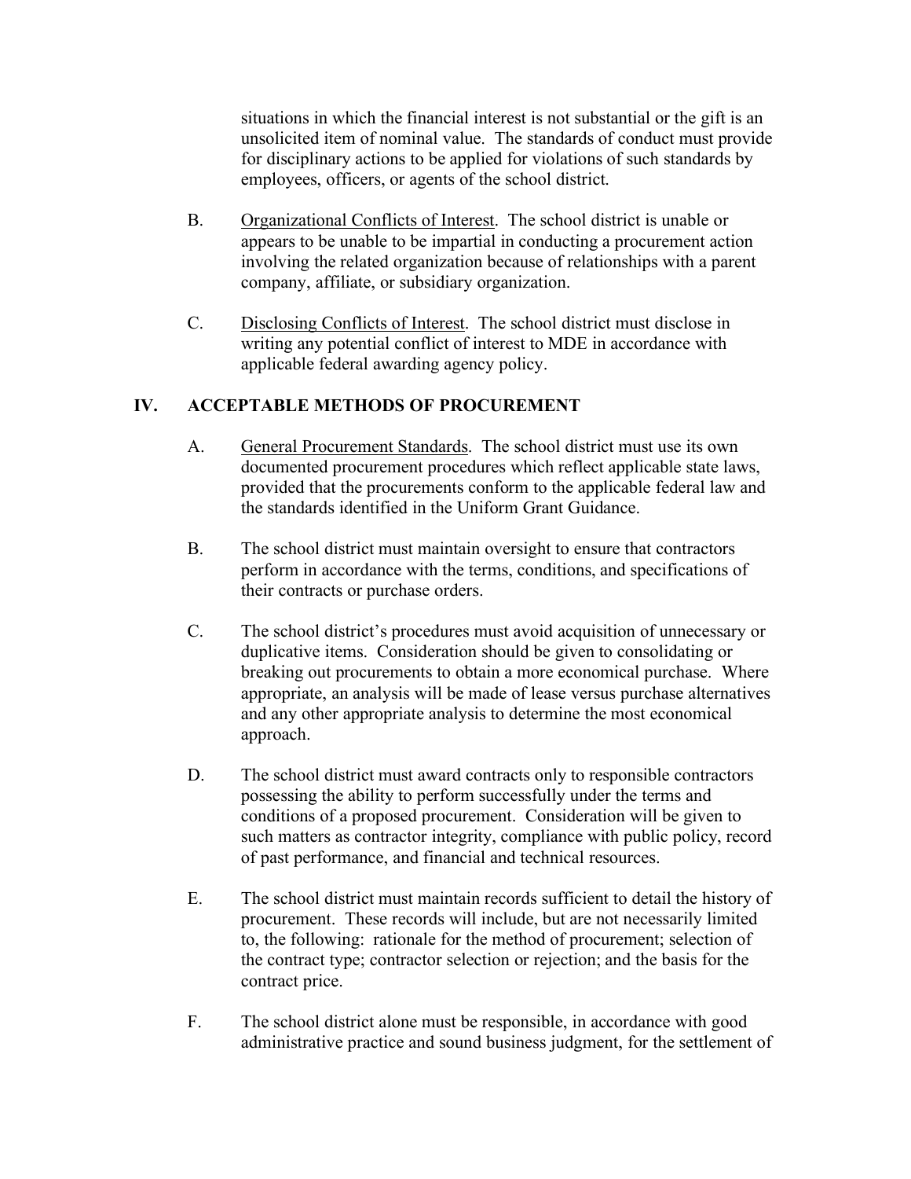situations in which the financial interest is not substantial or the gift is an unsolicited item of nominal value. The standards of conduct must provide for disciplinary actions to be applied for violations of such standards by employees, officers, or agents of the school district.

B. Organizational Conflicts of Interest. The school district is unable or appears to be unable to be impartial in conducting a procurement action involving the related organization because of relationships with a parent company, affiliate, or subsidiary organization.

C. Disclosing Conflicts of Interest. The school district must disclose in writing any potential conflict of interest to MDE in accordance with applicable federal awarding agency policy.

## IV. ACCEPTABLE METHODS OF PROCUREMENT

A. General Procurement Standards. The school district must use its own documented procurement procedures which reflect applicable state laws, provided that the procurements conform to the applicable federal law and the standards identified in the Uniform Grant Guidance.

B. The school district must maintain oversight to ensure that contractors perform in accordance with the terms, conditions, and specifications of their contracts or purchase orders.

C. The school district's procedures must avoid acquisition of unnecessary or duplicative items. Consideration should be given to consolidating or breaking out procurements to obtain a more economical purchase. Where appropriate, an analysis will be made of lease versus purchase alternatives and any other appropriate analysis to determine the most economical approach.

D. The school district must award contracts only to responsible contractors possessing the ability to perform successfully under the terms and conditions of a proposed procurement. Consideration will be given to such matters as contractor integrity, compliance with public policy, record of past performance, and financial and technical resources.

E. The school district must maintain records sufficient to detail the history of procurement. These records will include, but are not necessarily limited to, the following: rationale for the method of procurement; selection of the contract type; contractor selection or rejection; and the basis for the contract price.

F. The school district alone must be responsible, in accordance with good administrative practice and sound business judgment, for the settlement of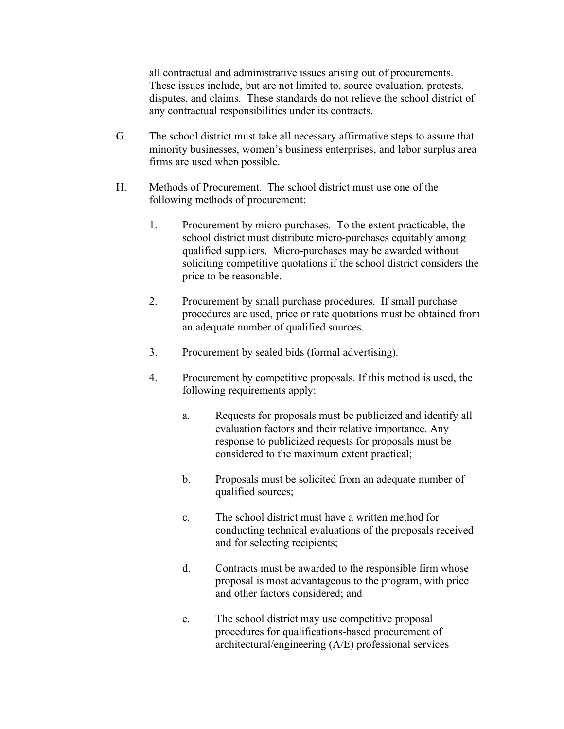all contractual and administrative issues arising out of procurements. These issues include, but are not limited to, source evaluation, protests, disputes, and claims. These standards do not relieve the school district of any contractual responsibilities under its contracts.

G. The school district must take all necessary affirmative steps to assure that minority businesses, women's business enterprises, and labor surplus area firms are used when possible.

H. Methods of Procurement. The school district must use one of the following methods of procurement:

1. Procurement by micro-purchases. To the extent practicable, the school district must distribute micro-purchases equitably among qualified suppliers. Micro-purchases may be awarded without soliciting competitive quotations if the school district considers the price to be reasonable.

2. Procurement by small purchase procedures. If small purchase procedures are used, price or rate quotations must be obtained from an adequate number of qualified sources.

3. Procurement by sealed bids (formal advertising).

4. Procurement by competitive proposals. If this method is used, the following requirements apply:

   a. Requests for proposals must be publicized and identify all evaluation factors and their relative importance. Any response to publicized requests for proposals must be considered to the maximum extent practical;

   b. Proposals must be solicited from an adequate number of qualified sources;

   c. The school district must have a written method for conducting technical evaluations of the proposals received and for selecting recipients;

   d. Contracts must be awarded to the responsible firm whose proposal is most advantageous to the program, with price and other factors considered; and

   e. The school district may use competitive proposal procedures for qualifications-based procurement of architectural/engineering (A/E) professional services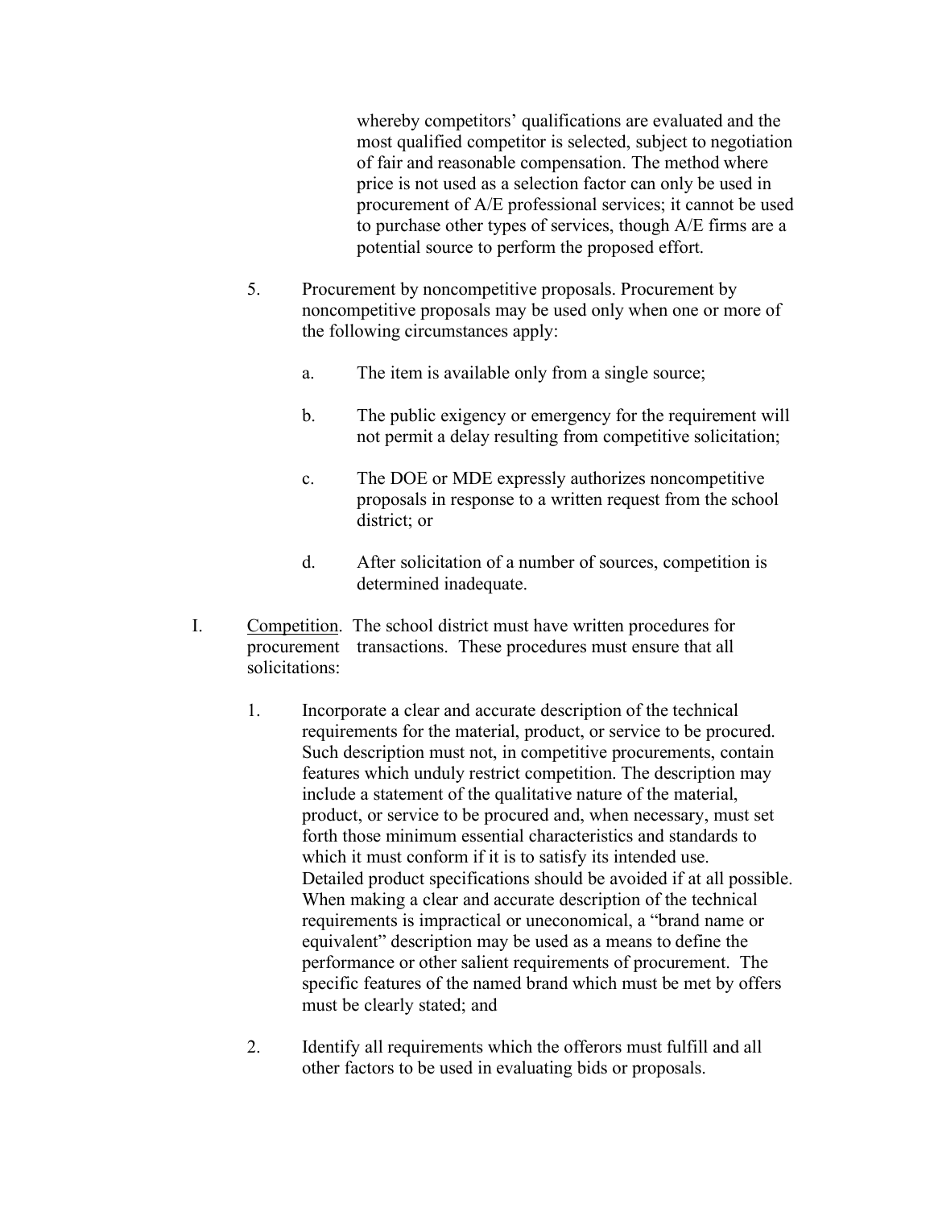whereby competitors' qualifications are evaluated and the most qualified competitor is selected, subject to negotiation of fair and reasonable compensation. The method where price is not used as a selection factor can only be used in procurement of A/E professional services; it cannot be used to purchase other types of services, though A/E firms are a potential source to perform the proposed effort.

5. Procurement by noncompetitive proposals. Procurement by noncompetitive proposals may be used only when one or more of the following circumstances apply:

   a. The item is available only from a single source;

   b. The public exigency or emergency for the requirement will not permit a delay resulting from competitive solicitation;

   c. The DOE or MDE expressly authorizes noncompetitive proposals in response to a written request from the school district; or

   d. After solicitation of a number of sources, competition is determined inadequate.

I. <u>Competition</u>. The school district must have written procedures for procurement transactions. These procedures must ensure that all solicitations:

   1. Incorporate a clear and accurate description of the technical requirements for the material, product, or service to be procured. Such description must not, in competitive procurements, contain features which unduly restrict competition. The description may include a statement of the qualitative nature of the material, product, or service to be procured and, when necessary, must set forth those minimum essential characteristics and standards to which it must conform if it is to satisfy its intended use. Detailed product specifications should be avoided if at all possible. When making a clear and accurate description of the technical requirements is impractical or uneconomical, a "brand name or equivalent" description may be used as a means to define the performance or other salient requirements of procurement. The specific features of the named brand which must be met by offers must be clearly stated; and

   2. Identify all requirements which the offerors must fulfill and all other factors to be used in evaluating bids or proposals.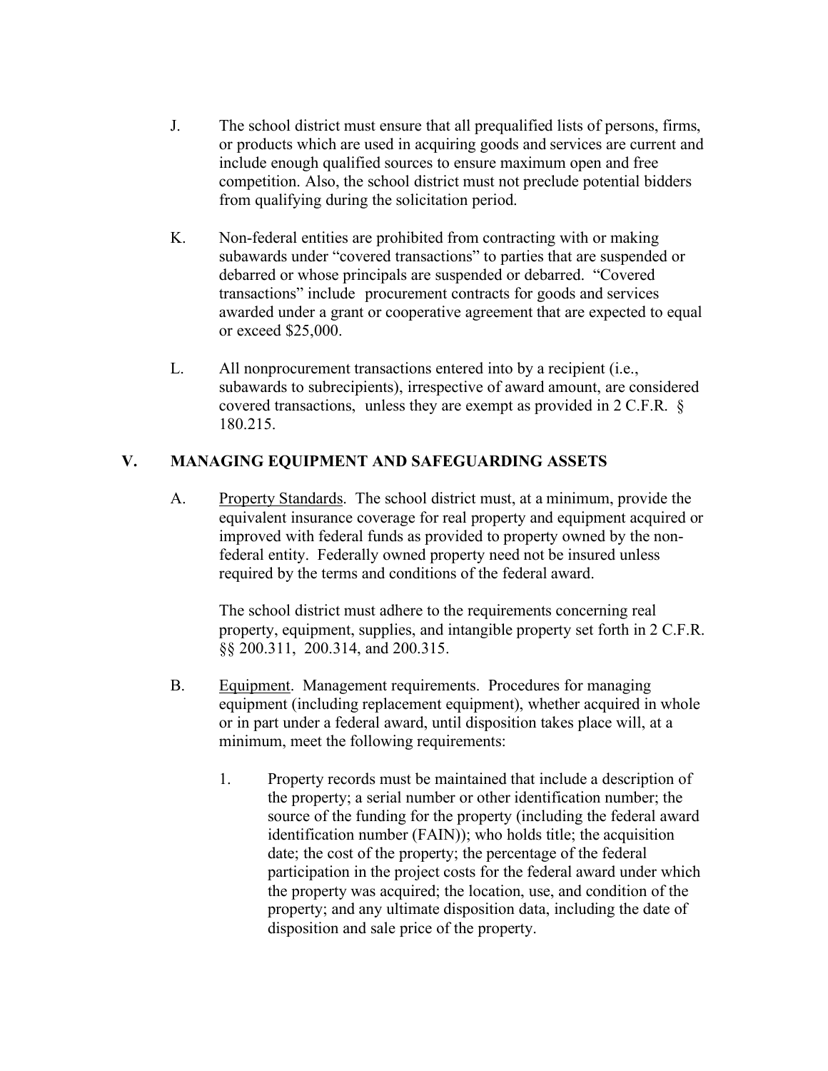J. The school district must ensure that all prequalified lists of persons, firms, or products which are used in acquiring goods and services are current and include enough qualified sources to ensure maximum open and free competition. Also, the school district must not preclude potential bidders from qualifying during the solicitation period.

K. Non-federal entities are prohibited from contracting with or making subawards under "covered transactions" to parties that are suspended or debarred or whose principals are suspended or debarred. "Covered transactions" include procurement contracts for goods and services awarded under a grant or cooperative agreement that are expected to equal or exceed $25,000.

L. All nonprocurement transactions entered into by a recipient (i.e., subawards to subrecipients), irrespective of award amount, are considered covered transactions, unless they are exempt as provided in 2 C.F.R. § 180.215.

## V. MANAGING EQUIPMENT AND SAFEGUARDING ASSETS

A. Property Standards. The school district must, at a minimum, provide the equivalent insurance coverage for real property and equipment acquired or improved with federal funds as provided to property owned by the non-federal entity. Federally owned property need not be insured unless required by the terms and conditions of the federal award.

The school district must adhere to the requirements concerning real property, equipment, supplies, and intangible property set forth in 2 C.F.R. §§ 200.311, 200.314, and 200.315.

B. Equipment. Management requirements. Procedures for managing equipment (including replacement equipment), whether acquired in whole or in part under a federal award, until disposition takes place will, at a minimum, meet the following requirements:

1. Property records must be maintained that include a description of the property; a serial number or other identification number; the source of the funding for the property (including the federal award identification number (FAIN)); who holds title; the acquisition date; the cost of the property; the percentage of the federal participation in the project costs for the federal award under which the property was acquired; the location, use, and condition of the property; and any ultimate disposition data, including the date of disposition and sale price of the property.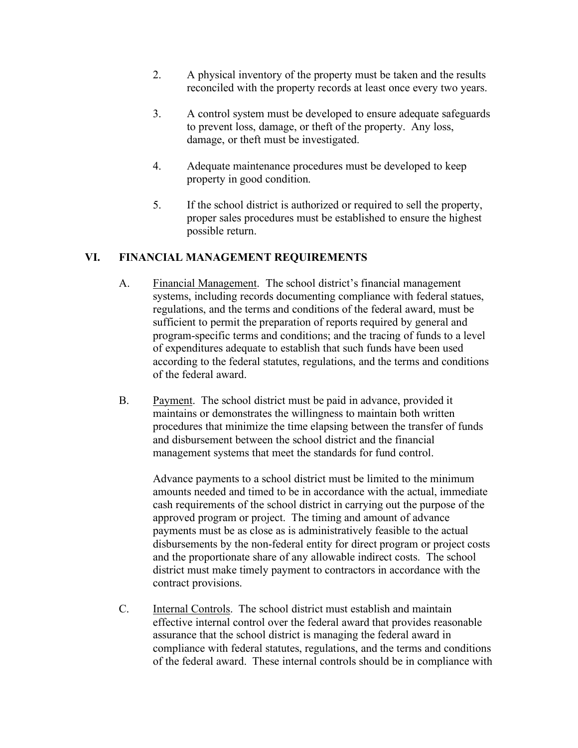2. A physical inventory of the property must be taken and the results reconciled with the property records at least once every two years.

3. A control system must be developed to ensure adequate safeguards to prevent loss, damage, or theft of the property. Any loss, damage, or theft must be investigated.

4. Adequate maintenance procedures must be developed to keep property in good condition.

5. If the school district is authorized or required to sell the property, proper sales procedures must be established to ensure the highest possible return.

## VI. FINANCIAL MANAGEMENT REQUIREMENTS

A. Financial Management. The school district's financial management systems, including records documenting compliance with federal statues, regulations, and the terms and conditions of the federal award, must be sufficient to permit the preparation of reports required by general and program-specific terms and conditions; and the tracing of funds to a level of expenditures adequate to establish that such funds have been used according to the federal statutes, regulations, and the terms and conditions of the federal award.

B. Payment. The school district must be paid in advance, provided it maintains or demonstrates the willingness to maintain both written procedures that minimize the time elapsing between the transfer of funds and disbursement between the school district and the financial management systems that meet the standards for fund control.

Advance payments to a school district must be limited to the minimum amounts needed and timed to be in accordance with the actual, immediate cash requirements of the school district in carrying out the purpose of the approved program or project. The timing and amount of advance payments must be as close as is administratively feasible to the actual disbursements by the non-federal entity for direct program or project costs and the proportionate share of any allowable indirect costs. The school district must make timely payment to contractors in accordance with the contract provisions.

C. Internal Controls. The school district must establish and maintain effective internal control over the federal award that provides reasonable assurance that the school district is managing the federal award in compliance with federal statutes, regulations, and the terms and conditions of the federal award. These internal controls should be in compliance with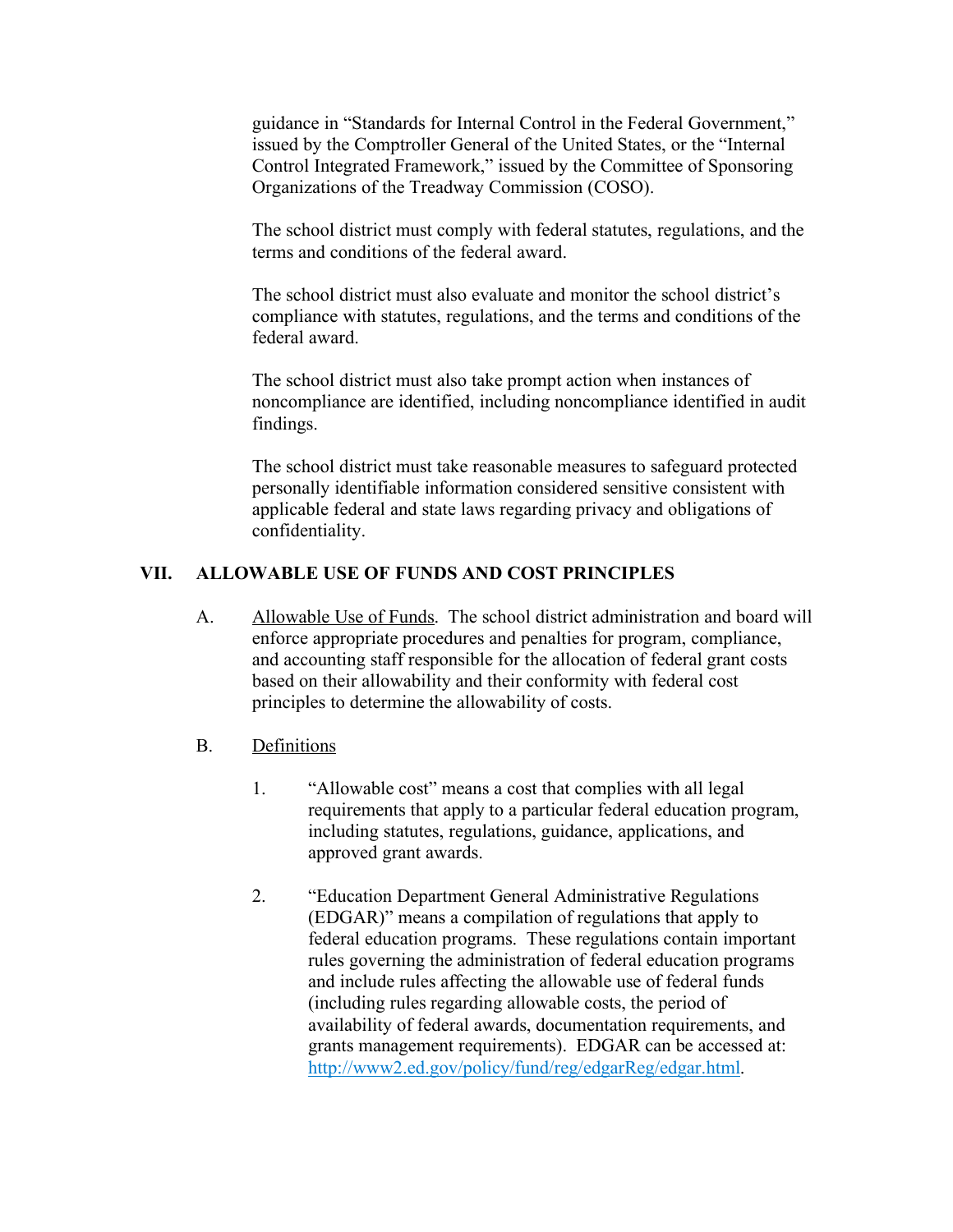guidance in "Standards for Internal Control in the Federal Government," issued by the Comptroller General of the United States, or the "Internal Control Integrated Framework," issued by the Committee of Sponsoring Organizations of the Treadway Commission (COSO).

The school district must comply with federal statutes, regulations, and the terms and conditions of the federal award.

The school district must also evaluate and monitor the school district's compliance with statutes, regulations, and the terms and conditions of the federal award.

The school district must also take prompt action when instances of noncompliance are identified, including noncompliance identified in audit findings.

The school district must take reasonable measures to safeguard protected personally identifiable information considered sensitive consistent with applicable federal and state laws regarding privacy and obligations of confidentiality.

## VII. ALLOWABLE USE OF FUNDS AND COST PRINCIPLES

A. Allowable Use of Funds. The school district administration and board will enforce appropriate procedures and penalties for program, compliance, and accounting staff responsible for the allocation of federal grant costs based on their allowability and their conformity with federal cost principles to determine the allowability of costs.

B. Definitions

1. "Allowable cost" means a cost that complies with all legal requirements that apply to a particular federal education program, including statutes, regulations, guidance, applications, and approved grant awards.

2. "Education Department General Administrative Regulations (EDGAR)" means a compilation of regulations that apply to federal education programs. These regulations contain important rules governing the administration of federal education programs and include rules affecting the allowable use of federal funds (including rules regarding allowable costs, the period of availability of federal awards, documentation requirements, and grants management requirements). EDGAR can be accessed at: http://www2.ed.gov/policy/fund/reg/edgarReg/edgar.html.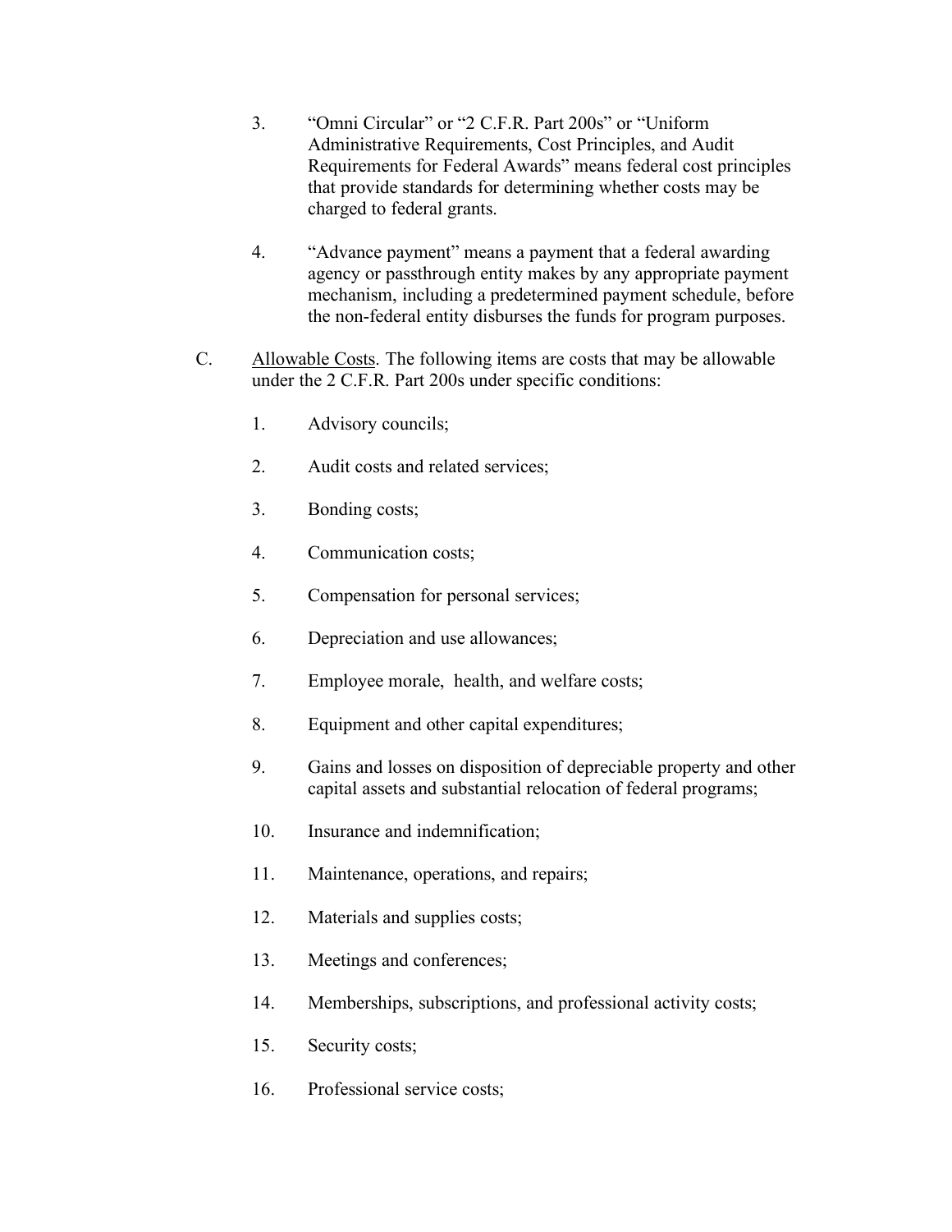3. "Omni Circular" or "2 C.F.R. Part 200s" or "Uniform Administrative Requirements, Cost Principles, and Audit Requirements for Federal Awards" means federal cost principles that provide standards for determining whether costs may be charged to federal grants.

4. "Advance payment" means a payment that a federal awarding agency or passthrough entity makes by any appropriate payment mechanism, including a predetermined payment schedule, before the non-federal entity disburses the funds for program purposes.

C. Allowable Costs. The following items are costs that may be allowable under the 2 C.F.R. Part 200s under specific conditions:

1. Advisory councils;

2. Audit costs and related services;

3. Bonding costs;

4. Communication costs;

5. Compensation for personal services;

6. Depreciation and use allowances;

7. Employee morale, health, and welfare costs;

8. Equipment and other capital expenditures;

9. Gains and losses on disposition of depreciable property and other capital assets and substantial relocation of federal programs;

10. Insurance and indemnification;

11. Maintenance, operations, and repairs;

12. Materials and supplies costs;

13. Meetings and conferences;

14. Memberships, subscriptions, and professional activity costs;

15. Security costs;

16. Professional service costs;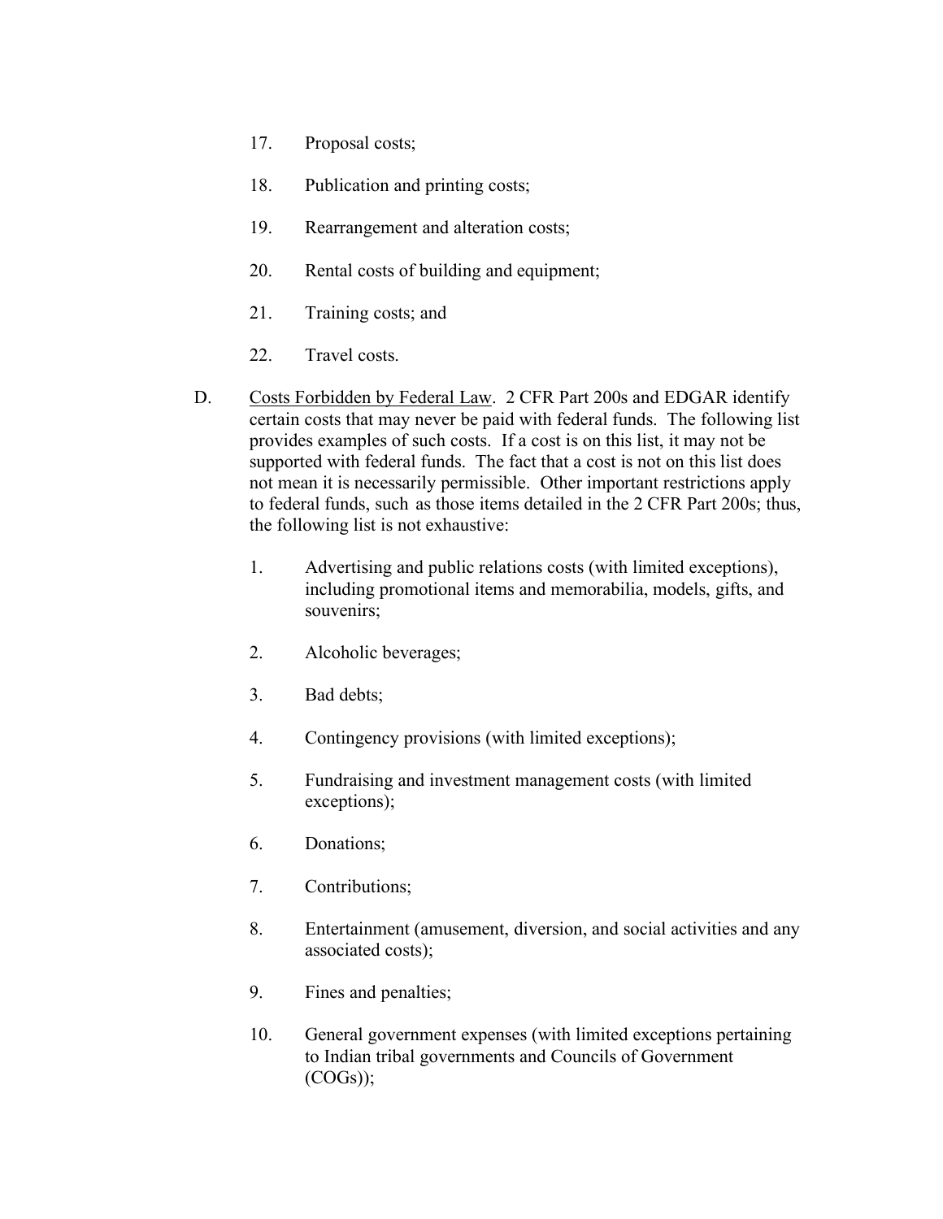17. Proposal costs;

18. Publication and printing costs;

19. Rearrangement and alteration costs;

20. Rental costs of building and equipment;

21. Training costs; and

22. Travel costs.

D. Costs Forbidden by Federal Law. 2 CFR Part 200s and EDGAR identify certain costs that may never be paid with federal funds. The following list provides examples of such costs. If a cost is on this list, it may not be supported with federal funds. The fact that a cost is not on this list does not mean it is necessarily permissible. Other important restrictions apply to federal funds, such as those items detailed in the 2 CFR Part 200s; thus, the following list is not exhaustive:

1. Advertising and public relations costs (with limited exceptions), including promotional items and memorabilia, models, gifts, and souvenirs;

2. Alcoholic beverages;

3. Bad debts;

4. Contingency provisions (with limited exceptions);

5. Fundraising and investment management costs (with limited exceptions);

6. Donations;

7. Contributions;

8. Entertainment (amusement, diversion, and social activities and any associated costs);

9. Fines and penalties;

10. General government expenses (with limited exceptions pertaining to Indian tribal governments and Councils of Government (COGs));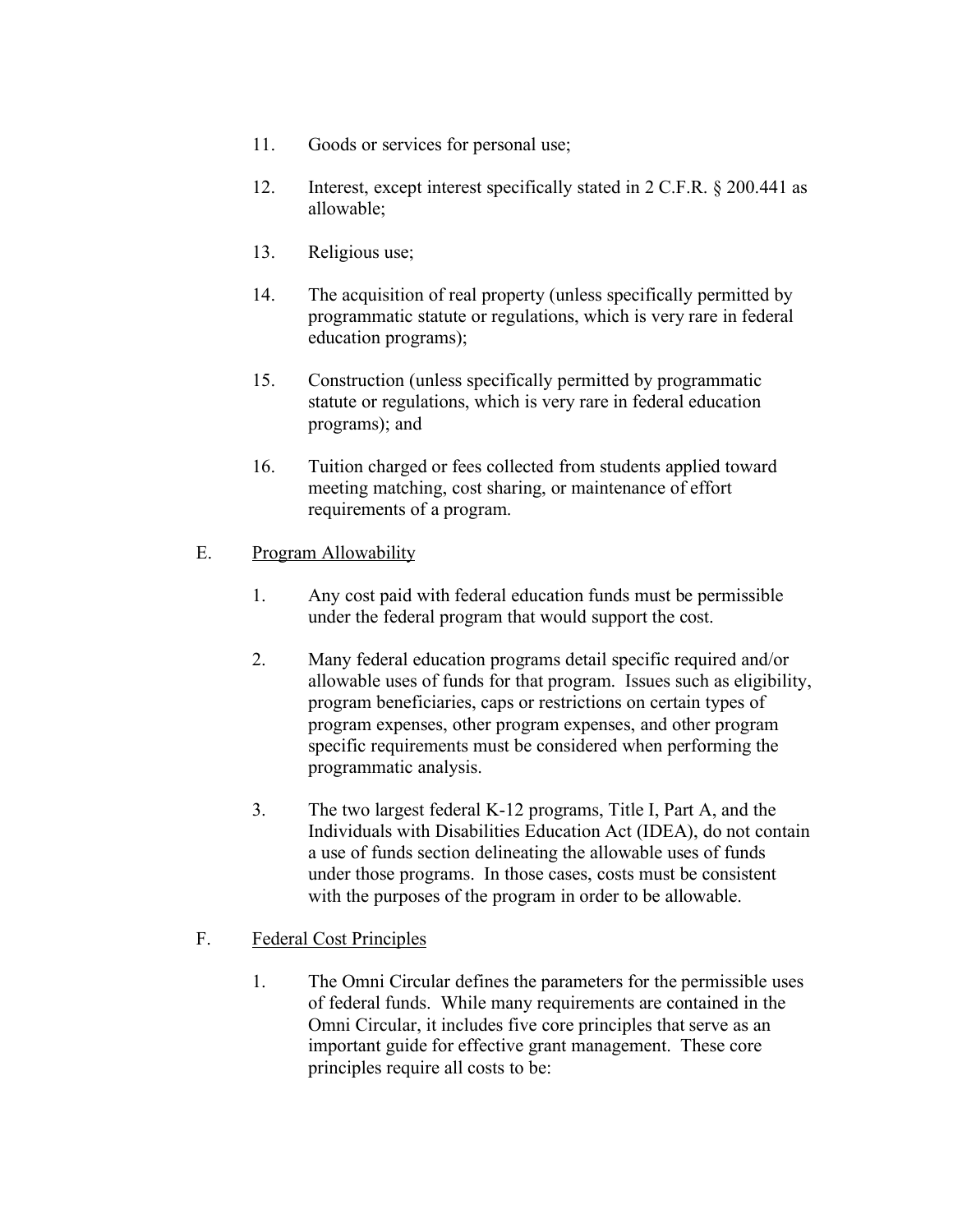11. Goods or services for personal use;

12. Interest, except interest specifically stated in 2 C.F.R. § 200.441 as allowable;

13. Religious use;

14. The acquisition of real property (unless specifically permitted by programmatic statute or regulations, which is very rare in federal education programs);

15. Construction (unless specifically permitted by programmatic statute or regulations, which is very rare in federal education programs); and

16. Tuition charged or fees collected from students applied toward meeting matching, cost sharing, or maintenance of effort requirements of a program.

E. Program Allowability

1. Any cost paid with federal education funds must be permissible under the federal program that would support the cost.

2. Many federal education programs detail specific required and/or allowable uses of funds for that program. Issues such as eligibility, program beneficiaries, caps or restrictions on certain types of program expenses, other program expenses, and other program specific requirements must be considered when performing the programmatic analysis.

3. The two largest federal K-12 programs, Title I, Part A, and the Individuals with Disabilities Education Act (IDEA), do not contain a use of funds section delineating the allowable uses of funds under those programs. In those cases, costs must be consistent with the purposes of the program in order to be allowable.

F. Federal Cost Principles

1. The Omni Circular defines the parameters for the permissible uses of federal funds. While many requirements are contained in the Omni Circular, it includes five core principles that serve as an important guide for effective grant management. These core principles require all costs to be: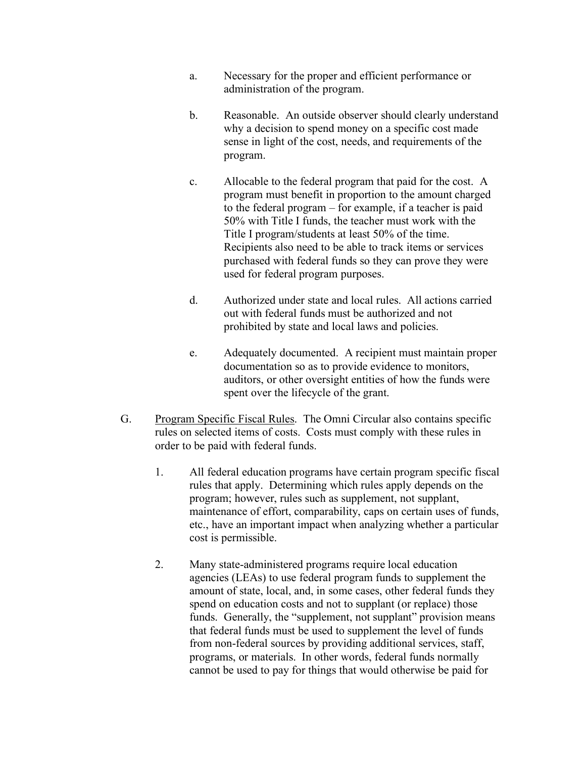a. Necessary for the proper and efficient performance or administration of the program.

b. Reasonable. An outside observer should clearly understand why a decision to spend money on a specific cost made sense in light of the cost, needs, and requirements of the program.

c. Allocable to the federal program that paid for the cost. A program must benefit in proportion to the amount charged to the federal program – for example, if a teacher is paid 50% with Title I funds, the teacher must work with the Title I program/students at least 50% of the time. Recipients also need to be able to track items or services purchased with federal funds so they can prove they were used for federal program purposes.

d. Authorized under state and local rules. All actions carried out with federal funds must be authorized and not prohibited by state and local laws and policies.

e. Adequately documented. A recipient must maintain proper documentation so as to provide evidence to monitors, auditors, or other oversight entities of how the funds were spent over the lifecycle of the grant.

G. Program Specific Fiscal Rules. The Omni Circular also contains specific rules on selected items of costs. Costs must comply with these rules in order to be paid with federal funds.

1. All federal education programs have certain program specific fiscal rules that apply. Determining which rules apply depends on the program; however, rules such as supplement, not supplant, maintenance of effort, comparability, caps on certain uses of funds, etc., have an important impact when analyzing whether a particular cost is permissible.

2. Many state-administered programs require local education agencies (LEAs) to use federal program funds to supplement the amount of state, local, and, in some cases, other federal funds they spend on education costs and not to supplant (or replace) those funds. Generally, the "supplement, not supplant" provision means that federal funds must be used to supplement the level of funds from non-federal sources by providing additional services, staff, programs, or materials. In other words, federal funds normally cannot be used to pay for things that would otherwise be paid for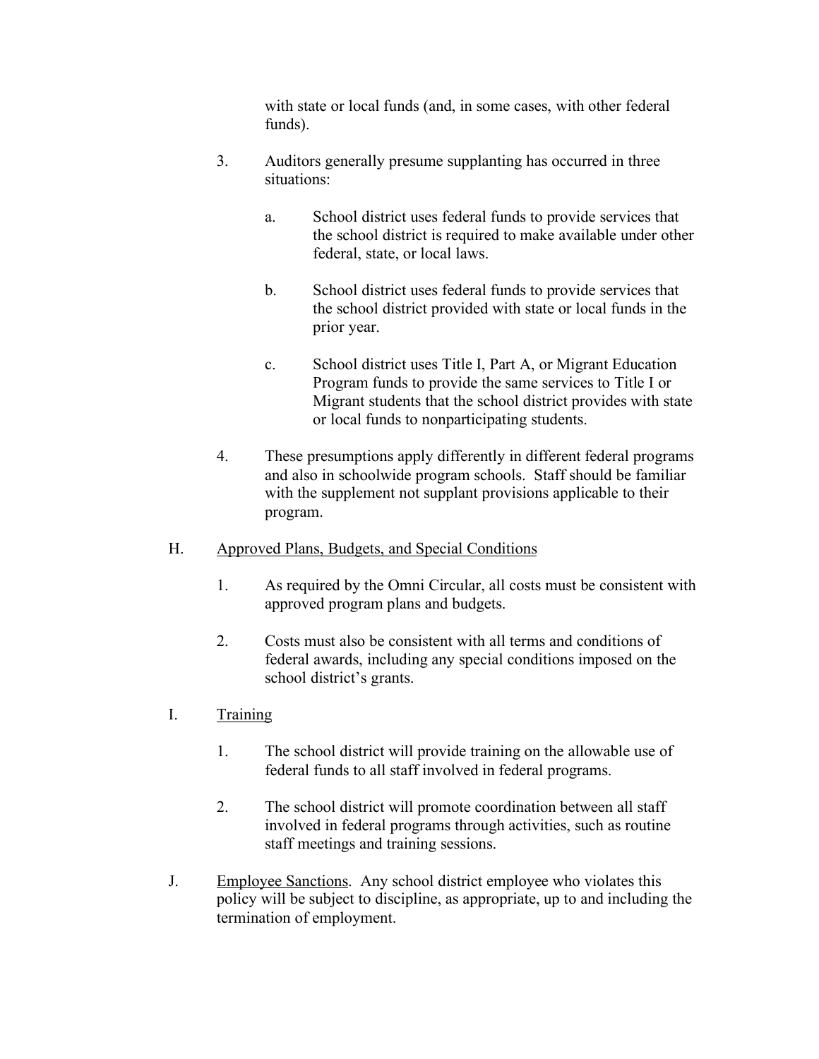with state or local funds (and, in some cases, with other federal funds).

3. Auditors generally presume supplanting has occurred in three situations:

   a. School district uses federal funds to provide services that the school district is required to make available under other federal, state, or local laws.

   b. School district uses federal funds to provide services that the school district provided with state or local funds in the prior year.

   c. School district uses Title I, Part A, or Migrant Education Program funds to provide the same services to Title I or Migrant students that the school district provides with state or local funds to nonparticipating students.

4. These presumptions apply differently in different federal programs and also in schoolwide program schools. Staff should be familiar with the supplement not supplant provisions applicable to their program.

H. Approved Plans, Budgets, and Special Conditions

1. As required by the Omni Circular, all costs must be consistent with approved program plans and budgets.

2. Costs must also be consistent with all terms and conditions of federal awards, including any special conditions imposed on the school district's grants.

I. Training

1. The school district will provide training on the allowable use of federal funds to all staff involved in federal programs.

2. The school district will promote coordination between all staff involved in federal programs through activities, such as routine staff meetings and training sessions.

J. Employee Sanctions. Any school district employee who violates this policy will be subject to discipline, as appropriate, up to and including the termination of employment.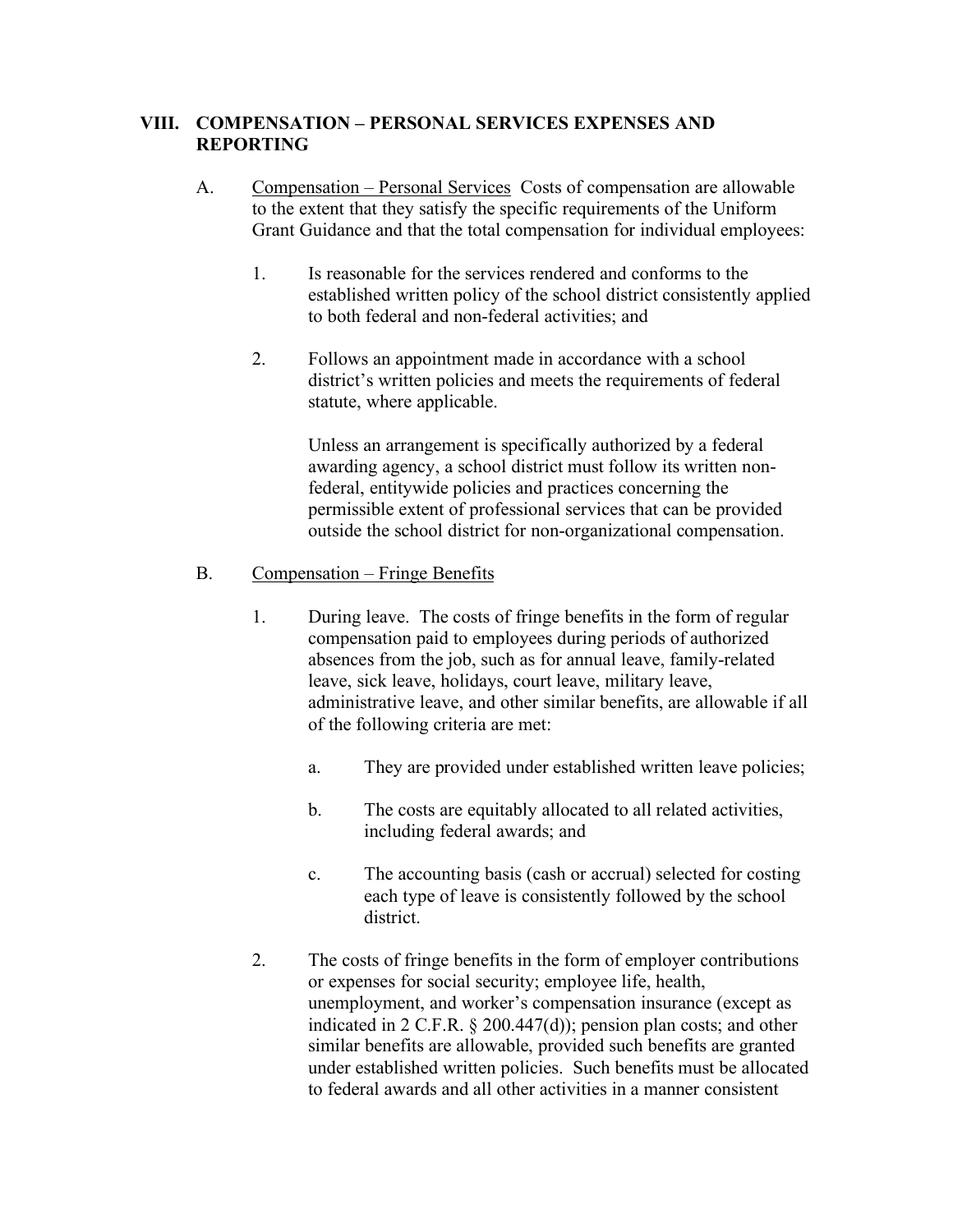## VIII. COMPENSATION – PERSONAL SERVICES EXPENSES AND REPORTING

A. Compensation – Personal Services Costs of compensation are allowable to the extent that they satisfy the specific requirements of the Uniform Grant Guidance and that the total compensation for individual employees:

1. Is reasonable for the services rendered and conforms to the established written policy of the school district consistently applied to both federal and non-federal activities; and

2. Follows an appointment made in accordance with a school district's written policies and meets the requirements of federal statute, where applicable.

   Unless an arrangement is specifically authorized by a federal awarding agency, a school district must follow its written non-federal, entitywide policies and practices concerning the permissible extent of professional services that can be provided outside the school district for non-organizational compensation.

B. Compensation – Fringe Benefits

1. During leave. The costs of fringe benefits in the form of regular compensation paid to employees during periods of authorized absences from the job, such as for annual leave, family-related leave, sick leave, holidays, court leave, military leave, administrative leave, and other similar benefits, are allowable if all of the following criteria are met:

   a. They are provided under established written leave policies;

   b. The costs are equitably allocated to all related activities, including federal awards; and

   c. The accounting basis (cash or accrual) selected for costing each type of leave is consistently followed by the school district.

2. The costs of fringe benefits in the form of employer contributions or expenses for social security; employee life, health, unemployment, and worker's compensation insurance (except as indicated in 2 C.F.R. § 200.447(d)); pension plan costs; and other similar benefits are allowable, provided such benefits are granted under established written policies. Such benefits must be allocated to federal awards and all other activities in a manner consistent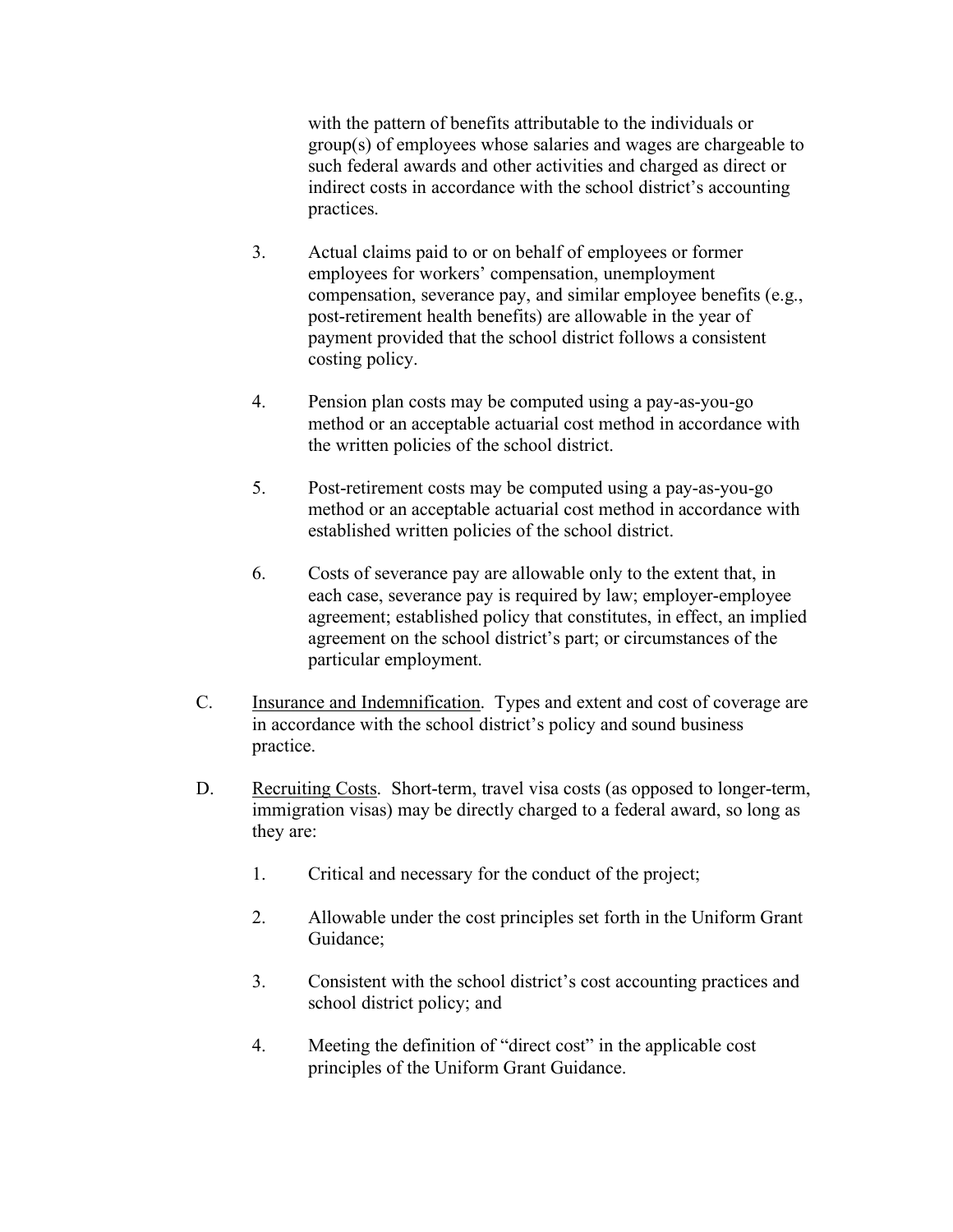with the pattern of benefits attributable to the individuals or group(s) of employees whose salaries and wages are chargeable to such federal awards and other activities and charged as direct or indirect costs in accordance with the school district's accounting practices.

3. Actual claims paid to or on behalf of employees or former employees for workers' compensation, unemployment compensation, severance pay, and similar employee benefits (e.g., post-retirement health benefits) are allowable in the year of payment provided that the school district follows a consistent costing policy.

4. Pension plan costs may be computed using a pay-as-you-go method or an acceptable actuarial cost method in accordance with the written policies of the school district.

5. Post-retirement costs may be computed using a pay-as-you-go method or an acceptable actuarial cost method in accordance with established written policies of the school district.

6. Costs of severance pay are allowable only to the extent that, in each case, severance pay is required by law; employer-employee agreement; established policy that constitutes, in effect, an implied agreement on the school district's part; or circumstances of the particular employment.

C. <u>Insurance and Indemnification</u>. Types and extent and cost of coverage are in accordance with the school district's policy and sound business practice.

D. <u>Recruiting Costs</u>. Short-term, travel visa costs (as opposed to longer-term, immigration visas) may be directly charged to a federal award, so long as they are:

1. Critical and necessary for the conduct of the project;

2. Allowable under the cost principles set forth in the Uniform Grant Guidance;

3. Consistent with the school district's cost accounting practices and school district policy; and

4. Meeting the definition of "direct cost" in the applicable cost principles of the Uniform Grant Guidance.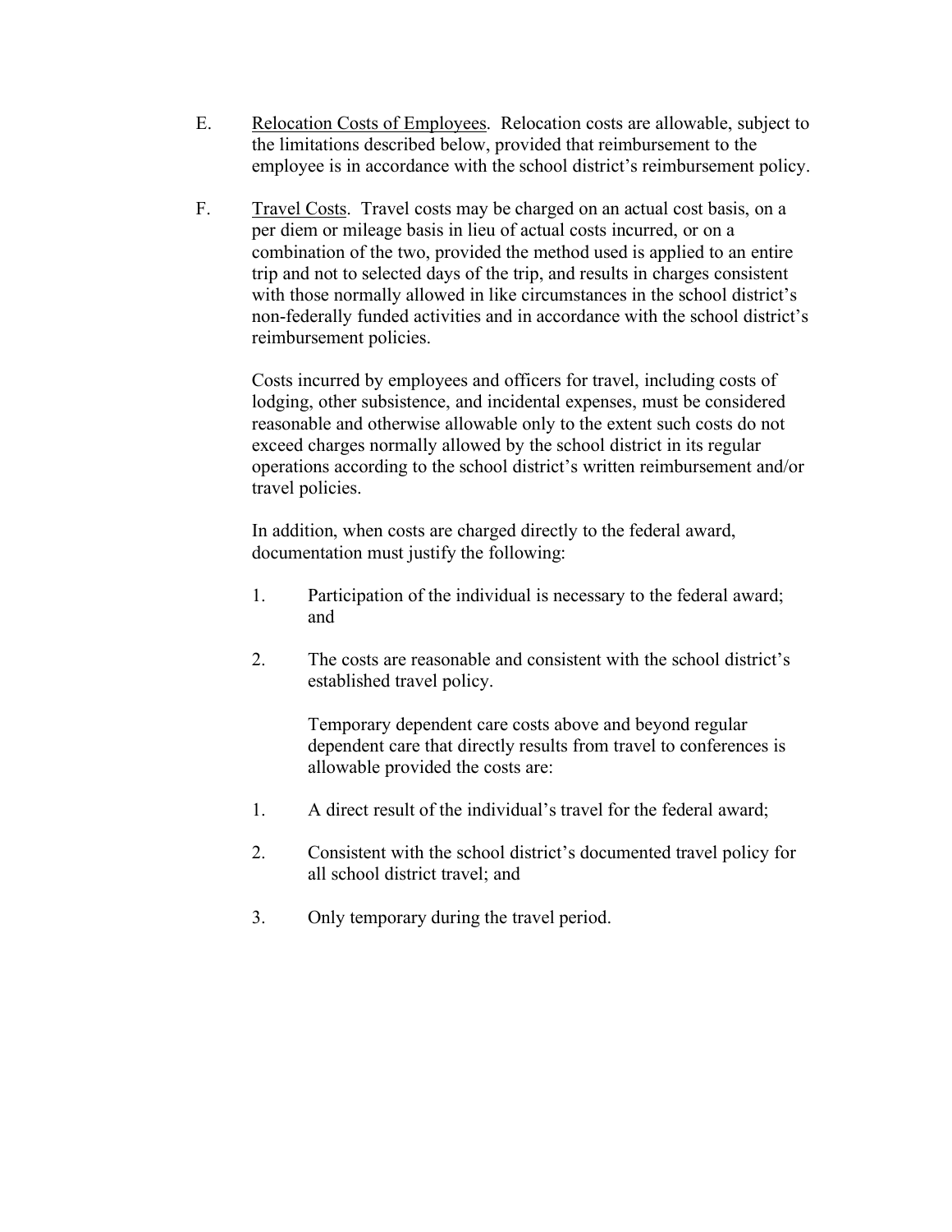E. <u>Relocation Costs of Employees</u>. Relocation costs are allowable, subject to the limitations described below, provided that reimbursement to the employee is in accordance with the school district's reimbursement policy.

F. <u>Travel Costs</u>. Travel costs may be charged on an actual cost basis, on a per diem or mileage basis in lieu of actual costs incurred, or on a combination of the two, provided the method used is applied to an entire trip and not to selected days of the trip, and results in charges consistent with those normally allowed in like circumstances in the school district's non-federally funded activities and in accordance with the school district's reimbursement policies.

Costs incurred by employees and officers for travel, including costs of lodging, other subsistence, and incidental expenses, must be considered reasonable and otherwise allowable only to the extent such costs do not exceed charges normally allowed by the school district in its regular operations according to the school district's written reimbursement and/or travel policies.

In addition, when costs are charged directly to the federal award, documentation must justify the following:

1. Participation of the individual is necessary to the federal award; and

2. The costs are reasonable and consistent with the school district's established travel policy.

Temporary dependent care costs above and beyond regular dependent care that directly results from travel to conferences is allowable provided the costs are:

1. A direct result of the individual's travel for the federal award;

2. Consistent with the school district's documented travel policy for all school district travel; and

3. Only temporary during the travel period.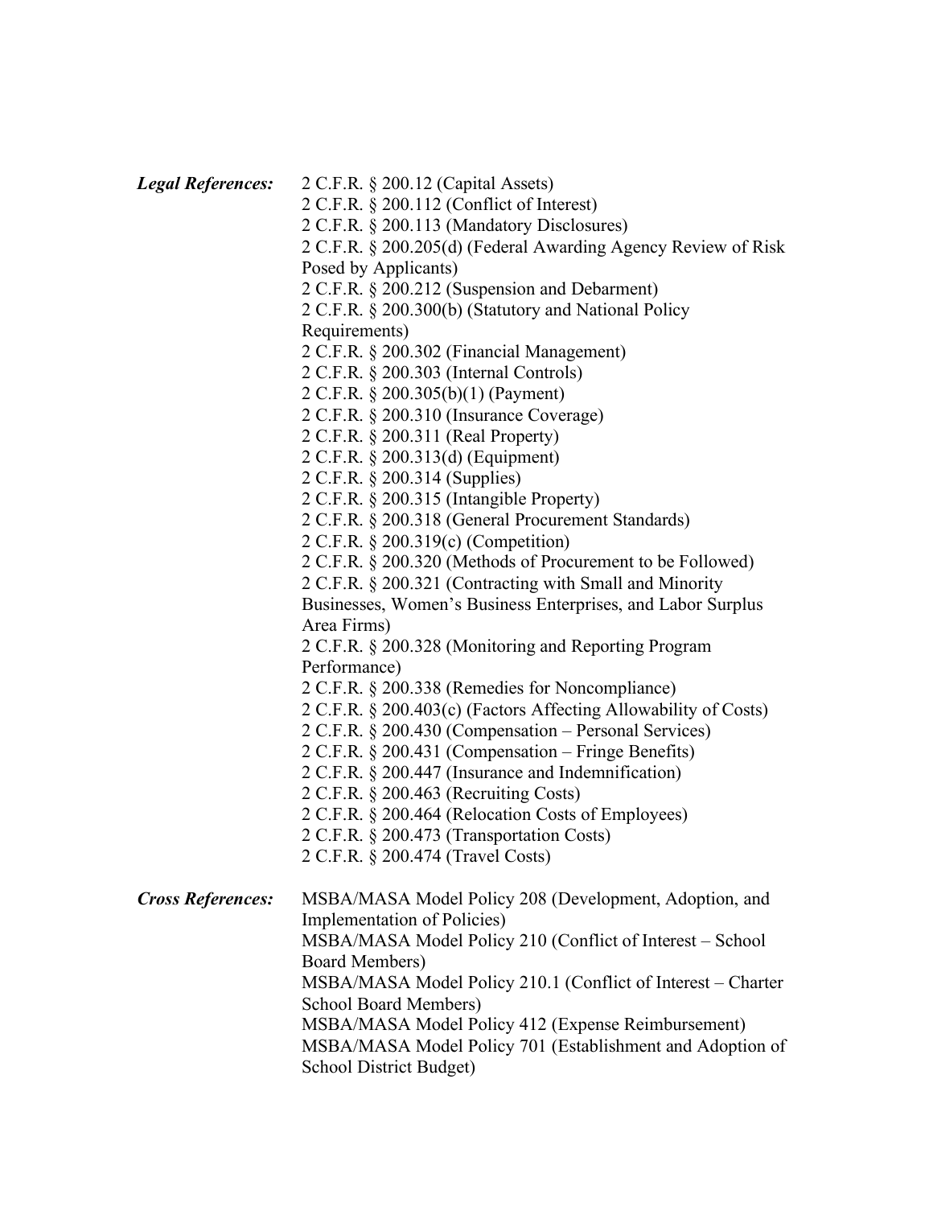***Legal References:***

2 C.F.R. § 200.12 (Capital Assets)
2 C.F.R. § 200.112 (Conflict of Interest)
2 C.F.R. § 200.113 (Mandatory Disclosures)
2 C.F.R. § 200.205(d) (Federal Awarding Agency Review of Risk Posed by Applicants)
2 C.F.R. § 200.212 (Suspension and Debarment)
2 C.F.R. § 200.300(b) (Statutory and National Policy Requirements)
2 C.F.R. § 200.302 (Financial Management)
2 C.F.R. § 200.303 (Internal Controls)
2 C.F.R. § 200.305(b)(1) (Payment)
2 C.F.R. § 200.310 (Insurance Coverage)
2 C.F.R. § 200.311 (Real Property)
2 C.F.R. § 200.313(d) (Equipment)
2 C.F.R. § 200.314 (Supplies)
2 C.F.R. § 200.315 (Intangible Property)
2 C.F.R. § 200.318 (General Procurement Standards)
2 C.F.R. § 200.319(c) (Competition)
2 C.F.R. § 200.320 (Methods of Procurement to be Followed)
2 C.F.R. § 200.321 (Contracting with Small and Minority Businesses, Women's Business Enterprises, and Labor Surplus Area Firms)
2 C.F.R. § 200.328 (Monitoring and Reporting Program Performance)
2 C.F.R. § 200.338 (Remedies for Noncompliance)
2 C.F.R. § 200.403(c) (Factors Affecting Allowability of Costs)
2 C.F.R. § 200.430 (Compensation – Personal Services)
2 C.F.R. § 200.431 (Compensation – Fringe Benefits)
2 C.F.R. § 200.447 (Insurance and Indemnification)
2 C.F.R. § 200.463 (Recruiting Costs)
2 C.F.R. § 200.464 (Relocation Costs of Employees)
2 C.F.R. § 200.473 (Transportation Costs)
2 C.F.R. § 200.474 (Travel Costs)

***Cross References:***

MSBA/MASA Model Policy 208 (Development, Adoption, and Implementation of Policies)
MSBA/MASA Model Policy 210 (Conflict of Interest – School Board Members)
MSBA/MASA Model Policy 210.1 (Conflict of Interest – Charter School Board Members)
MSBA/MASA Model Policy 412 (Expense Reimbursement)
MSBA/MASA Model Policy 701 (Establishment and Adoption of School District Budget)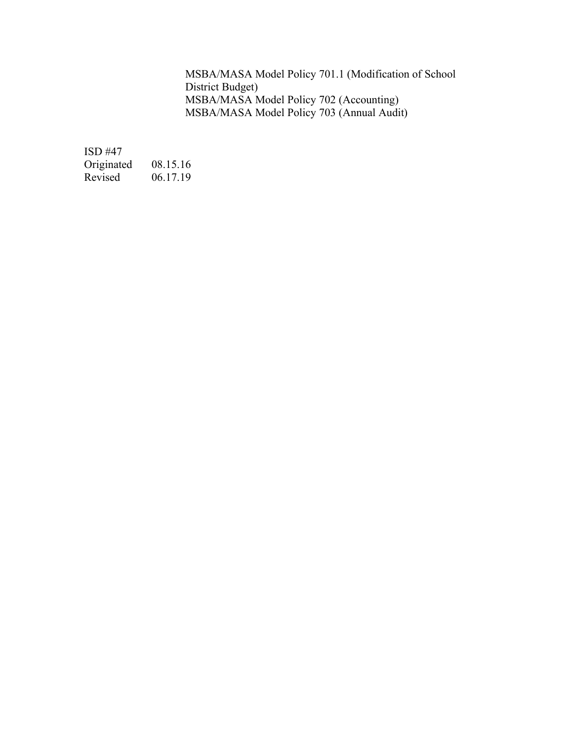MSBA/MASA Model Policy 701.1 (Modification of School District Budget)
MSBA/MASA Model Policy 702 (Accounting)
MSBA/MASA Model Policy 703 (Annual Audit)

ISD #47
Originated 08.15.16
Revised 06.17.19